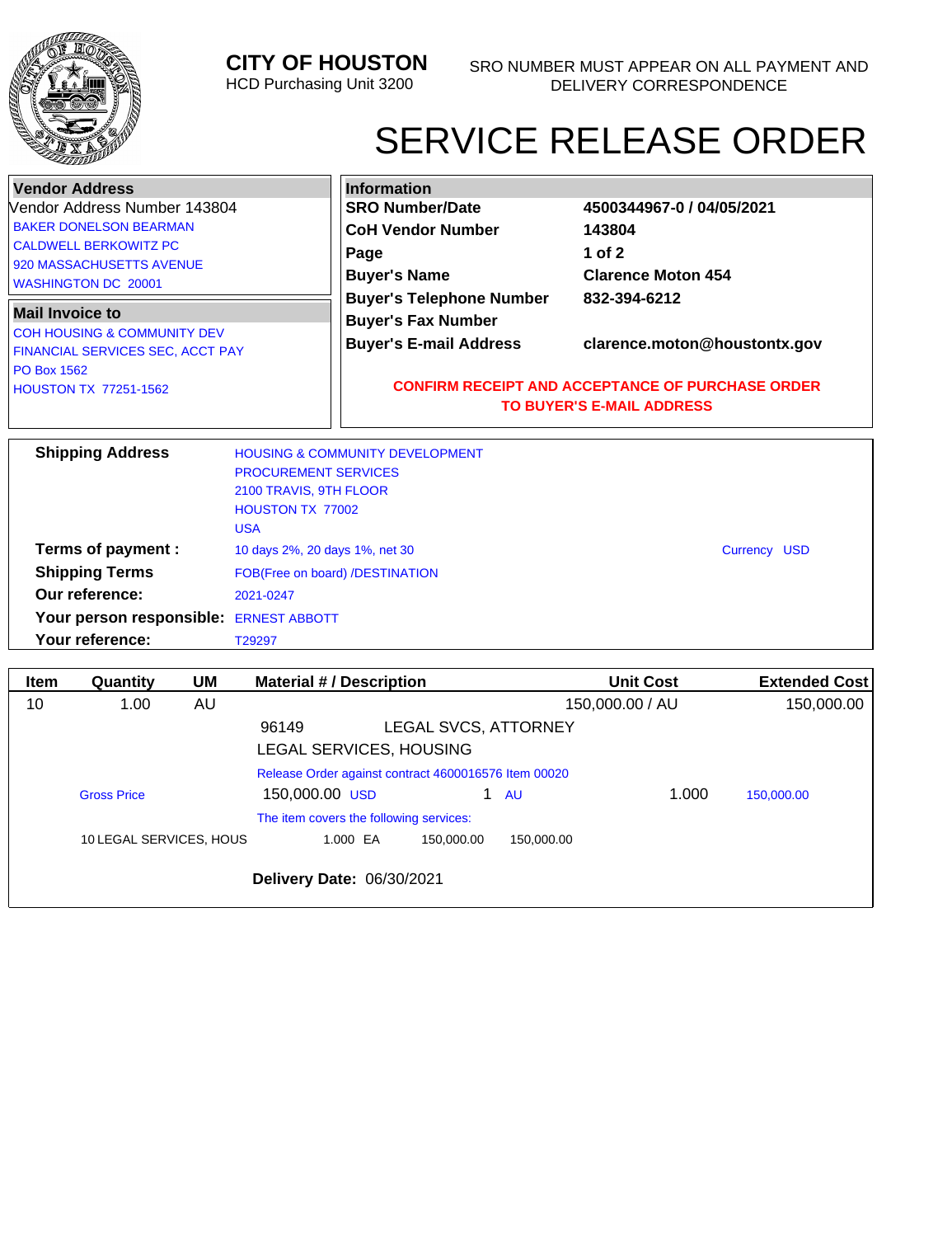# CITY OF HOUSTON

HCD Purchasing Unit 3200

SRO NUMBER MUST APPEAR ON ALL PAYMENT AND DELIVERY CORRESPONDENCE

# SERVICE RELEASE ORDER

**Vendor Address**

Vendor Address Number 143804

BAKER DONELSON BEARMAN
CALDWELL BERKOWITZ PC
920 MASSACHUSETTS AVENUE
WASHINGTON DC 20001

**Mail Invoice to**

COH HOUSING & COMMUNITY DEV
FINANCIAL SERVICES SEC, ACCT PAY
PO Box 1562
HOUSTON TX 77251-1562

**Information**

| | |
|---|---|
| **SRO Number/Date** | **4500344967-0 / 04/05/2021** |
| **CoH Vendor Number** | **143804** |
| **Page** | **1 of 2** |
| **Buyer's Name** | **Clarence Moton 454** |
| **Buyer's Telephone Number** | **832-394-6212** |
| **Buyer's Fax Number** | |
| **Buyer's E-mail Address** | **clarence.moton@houstontx.gov** |

**CONFIRM RECEIPT AND ACCEPTANCE OF PURCHASE ORDER TO BUYER'S E-MAIL ADDRESS**

**Shipping Address**
HOUSING & COMMUNITY DEVELOPMENT
PROCUREMENT SERVICES
2100 TRAVIS, 9TH FLOOR
HOUSTON TX 77002
USA

**Terms of payment :** 10 days 2%, 20 days 1%, net 30 &nbsp;&nbsp; Currency USD

**Shipping Terms** FOB(Free on board) /DESTINATION

**Our reference:** 2021-0247

**Your person responsible:** ERNEST ABBOTT

**Your reference:** T29297

| Item | Quantity | UM | Material # / Description | Unit Cost | Extended Cost |
|---|---|---|---|---|---|
| 10 | 1.00 | AU | | 150,000.00 / AU | 150,000.00 |
| | | | 96149 LEGAL SVCS, ATTORNEY | | |
| | | | LEGAL SERVICES, HOUSING | | |
| | | | Release Order against contract 4600016576 Item 00020 | | |
| | Gross Price | | 150,000.00 USD 1 AU | 1.000 | 150,000.00 |
| | | | The item covers the following services: | | |
| | 10 LEGAL SERVICES, HOUS | | 1.000 EA 150,000.00 150,000.00 | | |

**Delivery Date:** 06/30/2021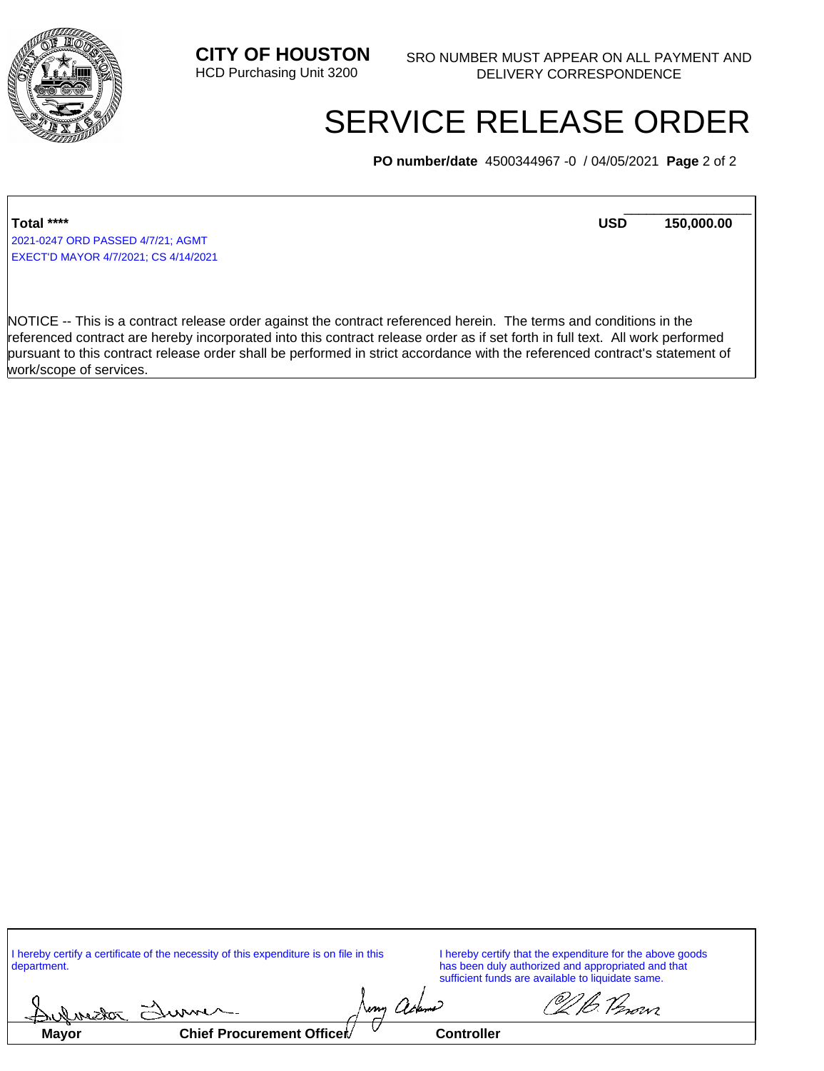**CITY OF HOUSTON**
HCD Purchasing Unit 3200

SRO NUMBER MUST APPEAR ON ALL PAYMENT AND DELIVERY CORRESPONDENCE

# SERVICE RELEASE ORDER

**PO number/date** 4500344967 -0 / 04/05/2021

| | | |
|---|---|---|
| **Total \*\*\*\*** | **USD** | **150,000.00** |

2021-0247 ORD PASSED 4/7/21; AGMT
EXECT'D MAYOR 4/7/2021; CS 4/14/2021

NOTICE -- This is a contract release order against the contract referenced herein. The terms and conditions in the referenced contract are hereby incorporated into this contract release order as if set forth in full text. All work performed pursuant to this contract release order shall be performed in strict accordance with the referenced contract's statement of work/scope of services.

I hereby certify a certificate of the necessity of this expenditure is on file in this department.

I hereby certify that the expenditure for the above goods has been duly authorized and appropriated and that sufficient funds are available to liquidate same.

| | | |
|---|---|---|
| Sylvester Turner | Jerry Adams | C.B. Brown |
| **Mayor** | **Chief Procurement Officer** | **Controller** |